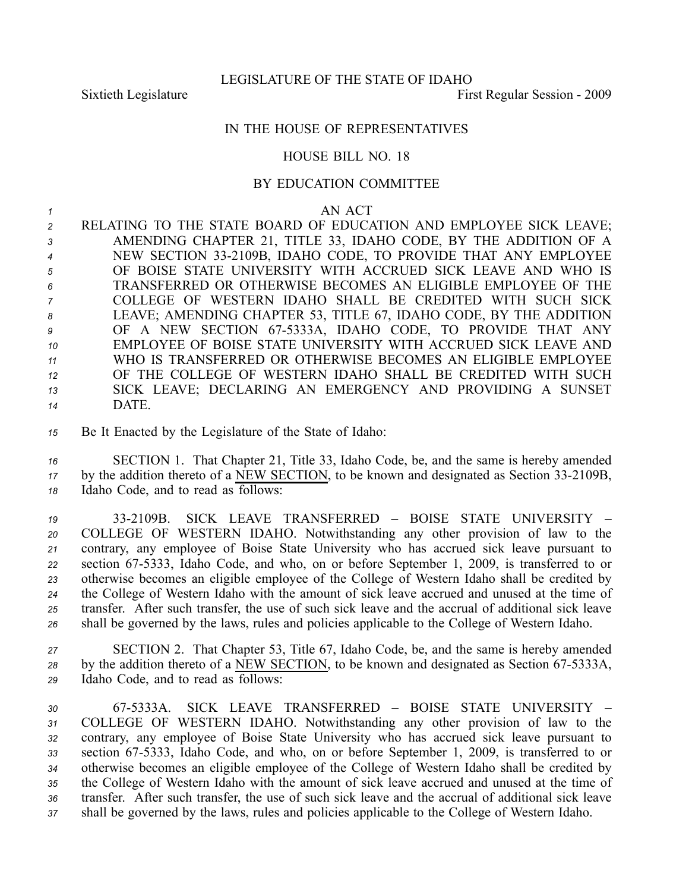LEGISLATURE OF THE STATE OF IDAHO

Sixtieth Legislature First Regular Session - 2009

IN THE HOUSE OF REPRESENTATIVES

HOUSE BILL NO. 18

BY EDUCATION COMMITTEE

AN ACT

RELATING TO THE STATE BOARD OF EDUCATION AND EMPLOYEE SICK LEAVE; AMENDING CHAPTER 21, TITLE 33, IDAHO CODE, BY THE ADDITION OF A NEW SECTION 33-2109B, IDAHO CODE, TO PROVIDE THAT ANY EMPLOYEE OF BOISE STATE UNIVERSITY WITH ACCRUED SICK LEAVE AND WHO IS TRANSFERRED OR OTHERWISE BECOMES AN ELIGIBLE EMPLOYEE OF THE COLLEGE OF WESTERN IDAHO SHALL BE CREDITED WITH SUCH SICK LEAVE; AMENDING CHAPTER 53, TITLE 67, IDAHO CODE, BY THE ADDITION OF A NEW SECTION 67-5333A, IDAHO CODE, TO PROVIDE THAT ANY EMPLOYEE OF BOISE STATE UNIVERSITY WITH ACCRUED SICK LEAVE AND WHO IS TRANSFERRED OR OTHERWISE BECOMES AN ELIGIBLE EMPLOYEE OF THE COLLEGE OF WESTERN IDAHO SHALL BE CREDITED WITH SUCH SICK LEAVE; DECLARING AN EMERGENCY AND PROVIDING A SUNSET DATE.

Be It Enacted by the Legislature of the State of Idaho:

SECTION 1. That Chapter 21, Title 33, Idaho Code, be, and the same is hereby amended by the addition thereto of a NEW SECTION, to be known and designated as Section 33-2109B, Idaho Code, and to read as follows:

33-2109B. SICK LEAVE TRANSFERRED – BOISE STATE UNIVERSITY – COLLEGE OF WESTERN IDAHO. Notwithstanding any other provision of law to the contrary, any employee of Boise State University who has accrued sick leave pursuant to section 67-5333, Idaho Code, and who, on or before September 1, 2009, is transferred to or otherwise becomes an eligible employee of the College of Western Idaho shall be credited by the College of Western Idaho with the amount of sick leave accrued and unused at the time of transfer. After such transfer, the use of such sick leave and the accrual of additional sick leave shall be governed by the laws, rules and policies applicable to the College of Western Idaho.

SECTION 2. That Chapter 53, Title 67, Idaho Code, be, and the same is hereby amended by the addition thereto of a NEW SECTION, to be known and designated as Section 67-5333A, Idaho Code, and to read as follows:

67-5333A. SICK LEAVE TRANSFERRED – BOISE STATE UNIVERSITY – COLLEGE OF WESTERN IDAHO. Notwithstanding any other provision of law to the contrary, any employee of Boise State University who has accrued sick leave pursuant to section 67-5333, Idaho Code, and who, on or before September 1, 2009, is transferred to or otherwise becomes an eligible employee of the College of Western Idaho shall be credited by the College of Western Idaho with the amount of sick leave accrued and unused at the time of transfer. After such transfer, the use of such sick leave and the accrual of additional sick leave shall be governed by the laws, rules and policies applicable to the College of Western Idaho.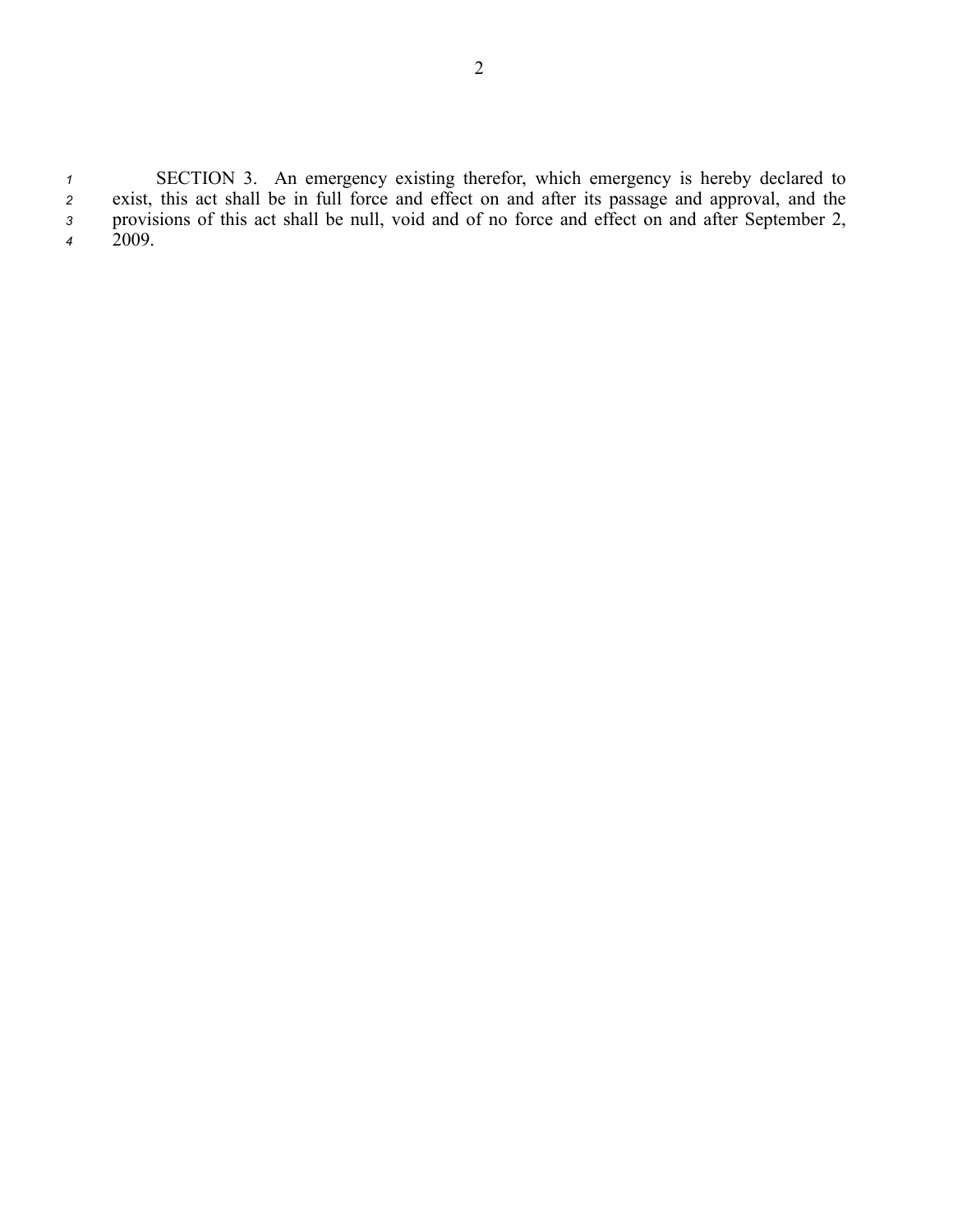SECTION 3. An emergency existing therefor, which emergency is hereby declared to exist, this act shall be in full force and effect on and after its passage and approval, and the provisions of this act shall be null, void and of no force and effect on and after September 2, 2009.